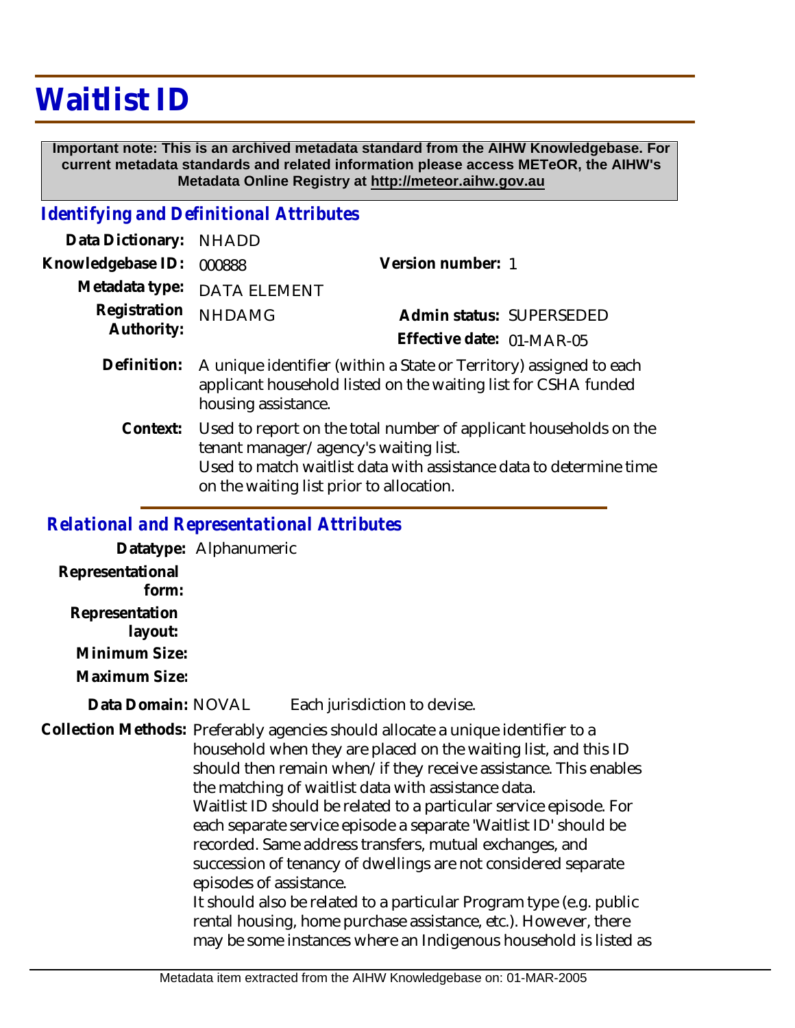# Waitlist ID

**Important note: This is an archived metadata standard from the AIHW Knowledgebase. For current metadata standards and related information please access METeOR, the AIHW's Metadata Online Registry at http://meteor.aihw.gov.au**

## *Identifying and Definitional Attributes*

**Data Dictionary:** NHADD

**Knowledgebase ID:** 000888

**Version number:** 1

**Metadata type:** DATA ELEMENT

**Registration Authority:** NHDAMG

**Admin status:** SUPERSEDED

**Effective date:** 01-MAR-05

**Definition:** A unique identifier (within a State or Territory) assigned to each applicant household listed on the waiting list for CSHA funded housing assistance.

**Context:** Used to report on the total number of applicant households on the tenant manager/agency's waiting list.
Used to match waitlist data with assistance data to determine time on the waiting list prior to allocation.

## *Relational and Representational Attributes*

**Datatype:** Alphanumeric

**Representational form:**

**Representation layout:**

**Minimum Size:**

**Maximum Size:**

**Data Domain:** NOVAL Each jurisdiction to devise.

**Collection Methods:** Preferably agencies should allocate a unique identifier to a household when they are placed on the waiting list, and this ID should then remain when/if they receive assistance. This enables the matching of waitlist data with assistance data.
Waitlist ID should be related to a particular service episode. For each separate service episode a separate 'Waitlist ID' should be recorded. Same address transfers, mutual exchanges, and succession of tenancy of dwellings are not considered separate episodes of assistance.
It should also be related to a particular Program type (e.g. public rental housing, home purchase assistance, etc.). However, there may be some instances where an Indigenous household is listed as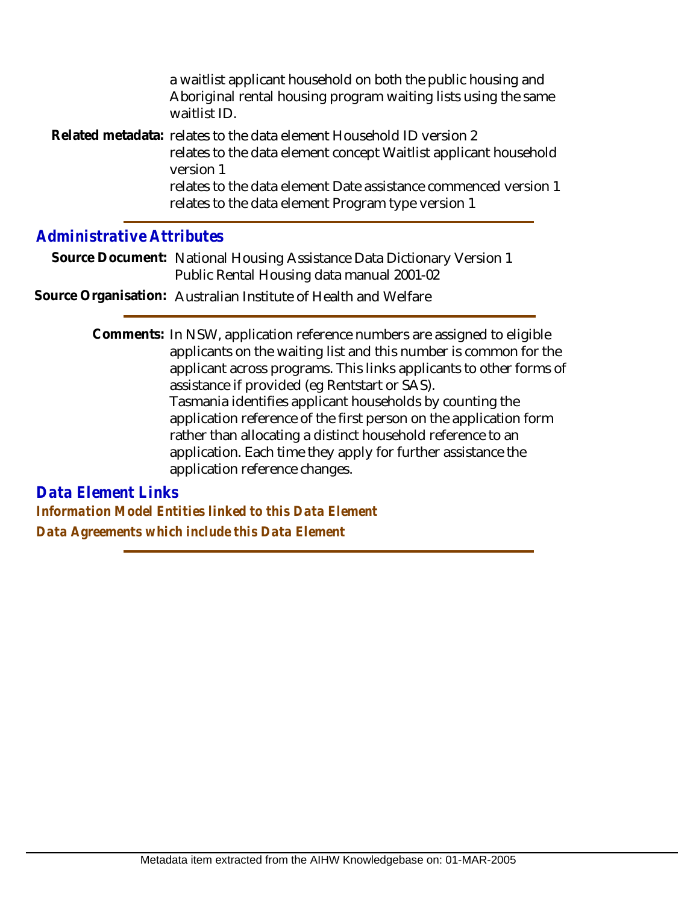a waitlist applicant household on both the public housing and Aboriginal rental housing program waiting lists using the same waitlist ID.

**Related metadata:** relates to the data element Household ID version 2
relates to the data element concept Waitlist applicant household version 1
relates to the data element Date assistance commenced version 1
relates to the data element Program type version 1

## Administrative Attributes

**Source Document:** National Housing Assistance Data Dictionary Version 1
Public Rental Housing data manual 2001-02

**Source Organisation:** Australian Institute of Health and Welfare

**Comments:** In NSW, application reference numbers are assigned to eligible applicants on the waiting list and this number is common for the applicant across programs. This links applicants to other forms of assistance if provided (eg Rentstart or SAS).
Tasmania identifies applicant households by counting the application reference of the first person on the application form rather than allocating a distinct household reference to an application. Each time they apply for further assistance the application reference changes.

## Data Element Links

### Information Model Entities linked to this Data Element

### Data Agreements which include this Data Element

Metadata item extracted from the AIHW Knowledgebase on: 01-MAR-2005